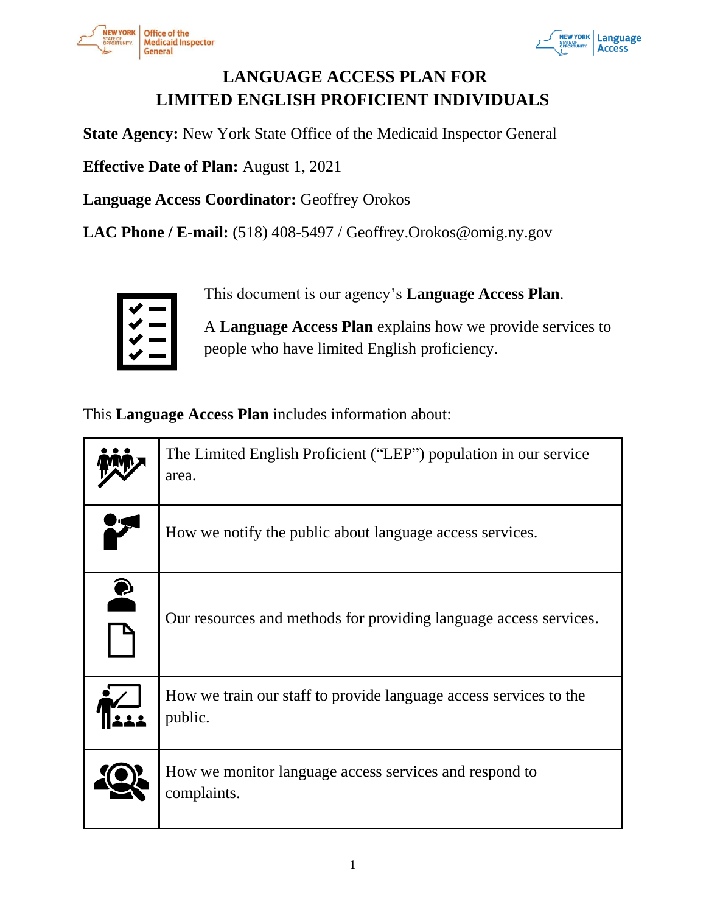# LANGUAGE ACCESS PLAN FOR LIMITED ENGLISH PROFICIENT INDIVIDUALS

**State Agency:** New York State Office of the Medicaid Inspector General

**Effective Date of Plan:** August 1, 2021

**Language Access Coordinator:** Geoffrey Orokos

**LAC Phone / E-mail:** (518) 408-5497 / Geoffrey.Orokos@omig.ny.gov

This document is our agency's **Language Access Plan**.

A **Language Access Plan** explains how we provide services to people who have limited English proficiency.

This **Language Access Plan** includes information about:

| | |
|---|---|
| | The Limited English Proficient ("LEP") population in our service area. |
| | How we notify the public about language access services. |
| | Our resources and methods for providing language access services. |
| | How we train our staff to provide language access services to the public. |
| | How we monitor language access services and respond to complaints. |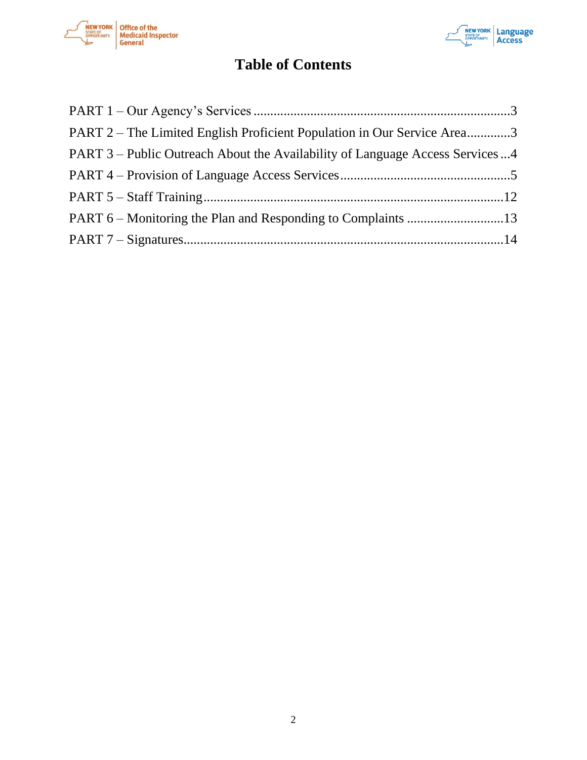# Table of Contents

PART 1 – Our Agency's Services ............................................................................3

PART 2 – The Limited English Proficient Population in Our Service Area.............3

PART 3 – Public Outreach About the Availability of Language Access Services ...4

PART 4 – Provision of Language Access Services..................................................5

PART 5 – Staff Training.........................................................................................12

PART 6 – Monitoring the Plan and Responding to Complaints .............................13

PART 7 – Signatures...............................................................................................14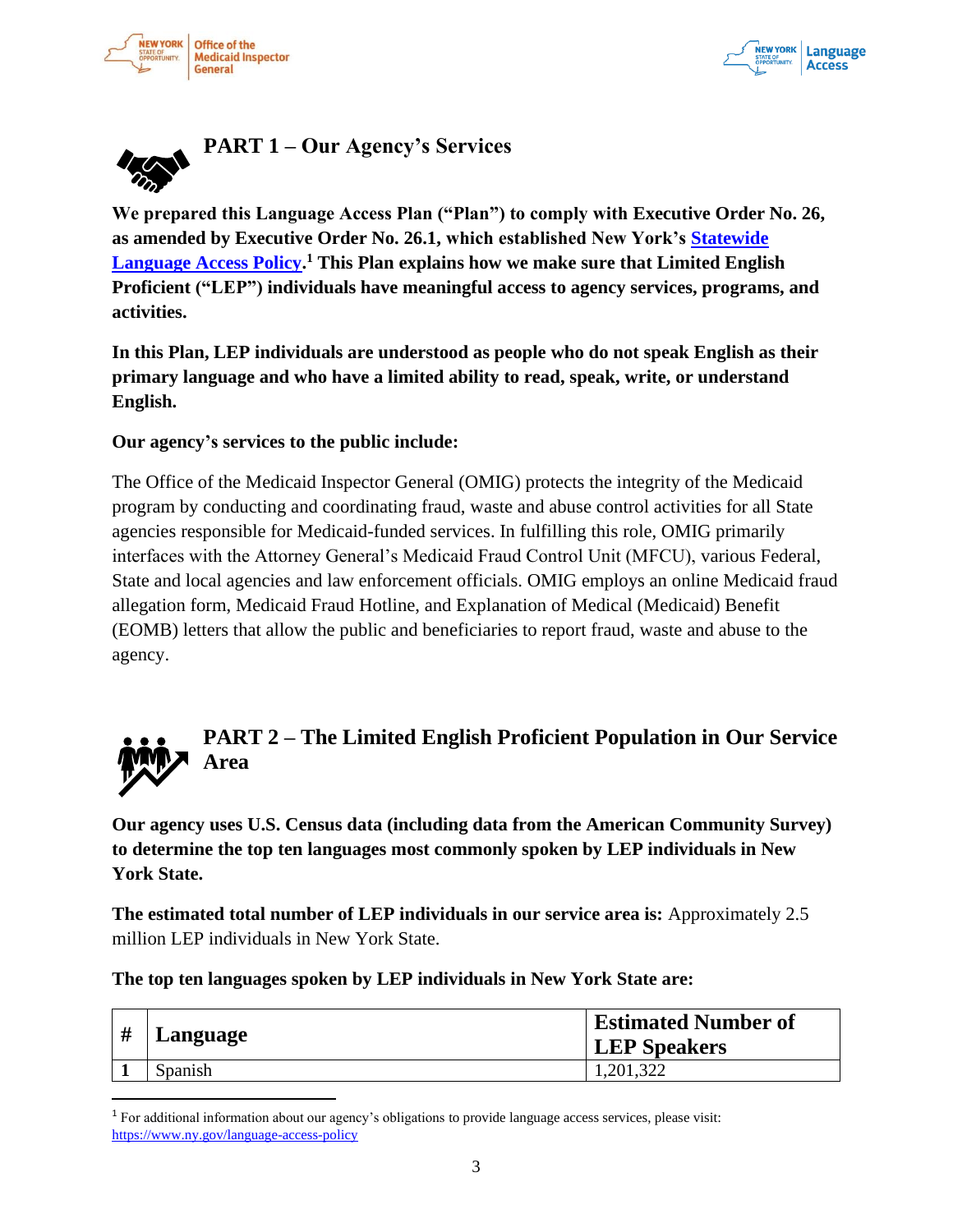## PART 1 – Our Agency's Services

**We prepared this Language Access Plan ("Plan") to comply with Executive Order No. 26, as amended by Executive Order No. 26.1, which established New York's [Statewide Language Access Policy](https://www.ny.gov/language-access-policy).[1] This Plan explains how we make sure that Limited English Proficient ("LEP") individuals have meaningful access to agency services, programs, and activities.**

**In this Plan, LEP individuals are understood as people who do not speak English as their primary language and who have a limited ability to read, speak, write, or understand English.**

**Our agency's services to the public include:**

The Office of the Medicaid Inspector General (OMIG) protects the integrity of the Medicaid program by conducting and coordinating fraud, waste and abuse control activities for all State agencies responsible for Medicaid-funded services. In fulfilling this role, OMIG primarily interfaces with the Attorney General's Medicaid Fraud Control Unit (MFCU), various Federal, State and local agencies and law enforcement officials. OMIG employs an online Medicaid fraud allegation form, Medicaid Fraud Hotline, and Explanation of Medical (Medicaid) Benefit (EOMB) letters that allow the public and beneficiaries to report fraud, waste and abuse to the agency.

## PART 2 – The Limited English Proficient Population in Our Service Area

**Our agency uses U.S. Census data (including data from the American Community Survey) to determine the top ten languages most commonly spoken by LEP individuals in New York State.**

**The estimated total number of LEP individuals in our service area is:** Approximately 2.5 million LEP individuals in New York State.

**The top ten languages spoken by LEP individuals in New York State are:**

| # | Language | Estimated Number of LEP Speakers |
|---|---|---|
| 1 | Spanish | 1,201,322 |

[1] For additional information about our agency's obligations to provide language access services, please visit: https://www.ny.gov/language-access-policy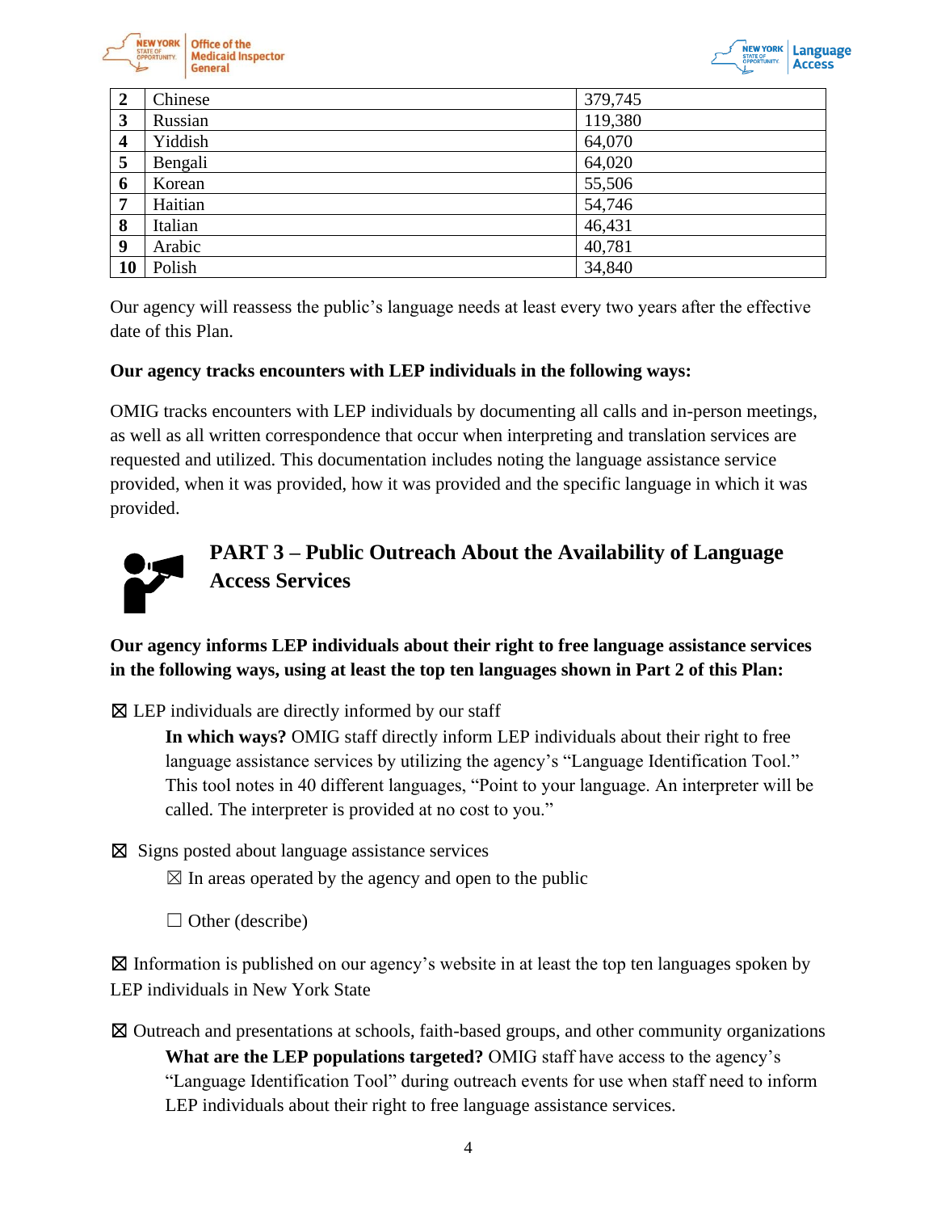| 2 | Chinese | 379,745 |
|---|---|---|
| 3 | Russian | 119,380 |
| 4 | Yiddish | 64,070 |
| 5 | Bengali | 64,020 |
| 6 | Korean | 55,506 |
| 7 | Haitian | 54,746 |
| 8 | Italian | 46,431 |
| 9 | Arabic | 40,781 |
| 10 | Polish | 34,840 |

Our agency will reassess the public's language needs at least every two years after the effective date of this Plan.

**Our agency tracks encounters with LEP individuals in the following ways:**

OMIG tracks encounters with LEP individuals by documenting all calls and in-person meetings, as well as all written correspondence that occur when interpreting and translation services are requested and utilized. This documentation includes noting the language assistance service provided, when it was provided, how it was provided and the specific language in which it was provided.

## PART 3 – Public Outreach About the Availability of Language Access Services

**Our agency informs LEP individuals about their right to free language assistance services in the following ways, using at least the top ten languages shown in Part 2 of this Plan:**

☒ LEP individuals are directly informed by our staff

**In which ways?** OMIG staff directly inform LEP individuals about their right to free language assistance services by utilizing the agency's "Language Identification Tool." This tool notes in 40 different languages, "Point to your language. An interpreter will be called. The interpreter is provided at no cost to you."

☒ Signs posted about language assistance services

☒ In areas operated by the agency and open to the public

☐ Other (describe)

☒ Information is published on our agency's website in at least the top ten languages spoken by LEP individuals in New York State

☒ Outreach and presentations at schools, faith-based groups, and other community organizations

**What are the LEP populations targeted?** OMIG staff have access to the agency's "Language Identification Tool" during outreach events for use when staff need to inform LEP individuals about their right to free language assistance services.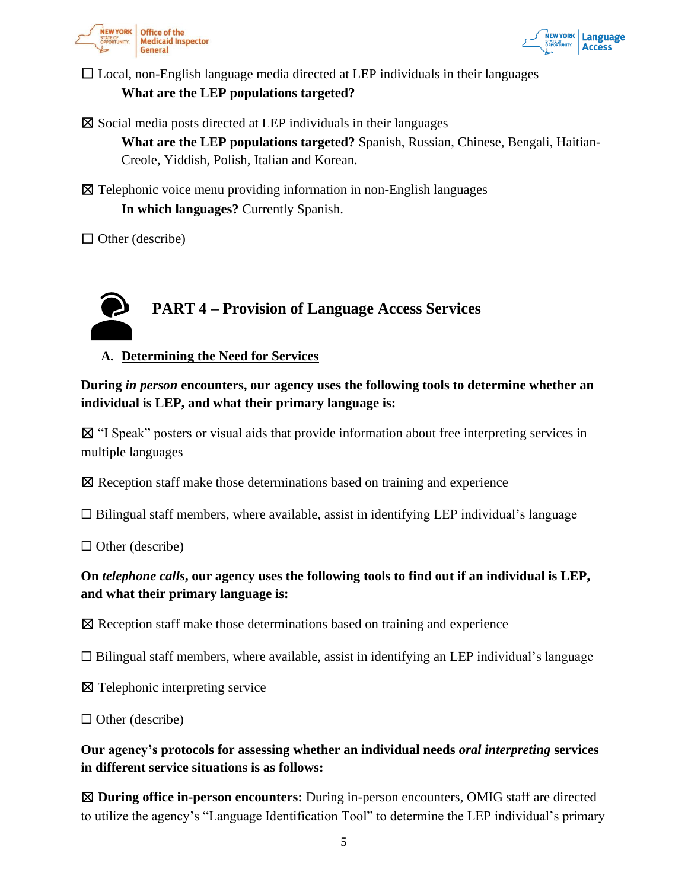☐ Local, non-English language media directed at LEP individuals in their languages

**What are the LEP populations targeted?**

☒ Social media posts directed at LEP individuals in their languages

**What are the LEP populations targeted?** Spanish, Russian, Chinese, Bengali, Haitian-Creole, Yiddish, Polish, Italian and Korean.

☒ Telephonic voice menu providing information in non-English languages

**In which languages?** Currently Spanish.

☐ Other (describe)

## PART 4 – Provision of Language Access Services

### A. Determining the Need for Services

**During *in person* encounters, our agency uses the following tools to determine whether an individual is LEP, and what their primary language is:**

☒ "I Speak" posters or visual aids that provide information about free interpreting services in multiple languages

☒ Reception staff make those determinations based on training and experience

☐ Bilingual staff members, where available, assist in identifying LEP individual's language

☐ Other (describe)

**On *telephone calls*, our agency uses the following tools to find out if an individual is LEP, and what their primary language is:**

☒ Reception staff make those determinations based on training and experience

☐ Bilingual staff members, where available, assist in identifying an LEP individual's language

☒ Telephonic interpreting service

☐ Other (describe)

**Our agency's protocols for assessing whether an individual needs *oral interpreting* services in different service situations is as follows:**

☒ **During office in-person encounters:** During in-person encounters, OMIG staff are directed to utilize the agency's "Language Identification Tool" to determine the LEP individual's primary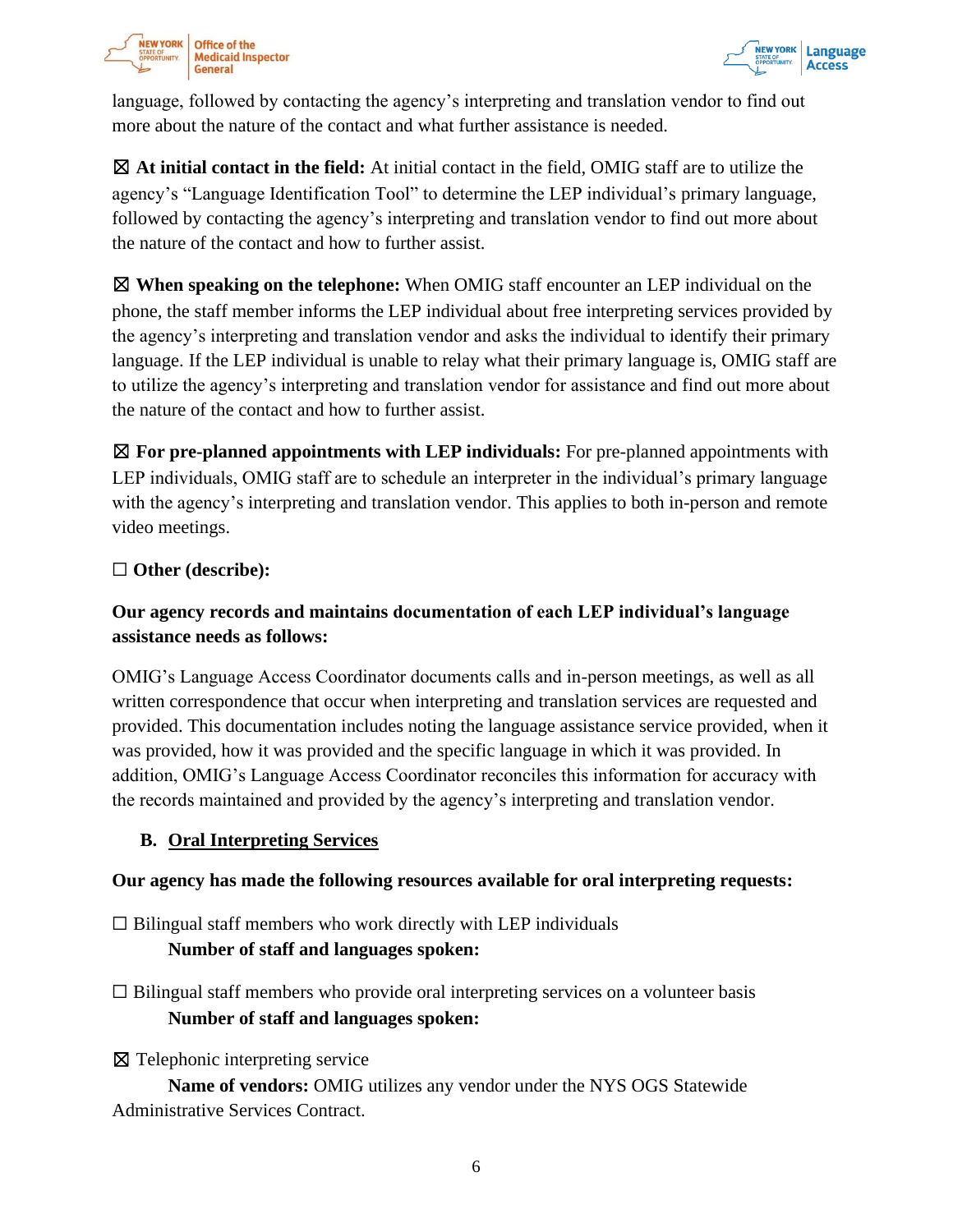language, followed by contacting the agency's interpreting and translation vendor to find out more about the nature of the contact and what further assistance is needed.

☒ **At initial contact in the field:** At initial contact in the field, OMIG staff are to utilize the agency's "Language Identification Tool" to determine the LEP individual's primary language, followed by contacting the agency's interpreting and translation vendor to find out more about the nature of the contact and how to further assist.

☒ **When speaking on the telephone:** When OMIG staff encounter an LEP individual on the phone, the staff member informs the LEP individual about free interpreting services provided by the agency's interpreting and translation vendor and asks the individual to identify their primary language. If the LEP individual is unable to relay what their primary language is, OMIG staff are to utilize the agency's interpreting and translation vendor for assistance and find out more about the nature of the contact and how to further assist.

☒ **For pre-planned appointments with LEP individuals:** For pre-planned appointments with LEP individuals, OMIG staff are to schedule an interpreter in the individual's primary language with the agency's interpreting and translation vendor. This applies to both in-person and remote video meetings.

☐ **Other (describe):**

**Our agency records and maintains documentation of each LEP individual's language assistance needs as follows:**

OMIG's Language Access Coordinator documents calls and in-person meetings, as well as all written correspondence that occur when interpreting and translation services are requested and provided. This documentation includes noting the language assistance service provided, when it was provided, how it was provided and the specific language in which it was provided. In addition, OMIG's Language Access Coordinator reconciles this information for accuracy with the records maintained and provided by the agency's interpreting and translation vendor.

### B. Oral Interpreting Services

**Our agency has made the following resources available for oral interpreting requests:**

☐ Bilingual staff members who work directly with LEP individuals
**Number of staff and languages spoken:**

☐ Bilingual staff members who provide oral interpreting services on a volunteer basis
**Number of staff and languages spoken:**

☒ Telephonic interpreting service
**Name of vendors:** OMIG utilizes any vendor under the NYS OGS Statewide Administrative Services Contract.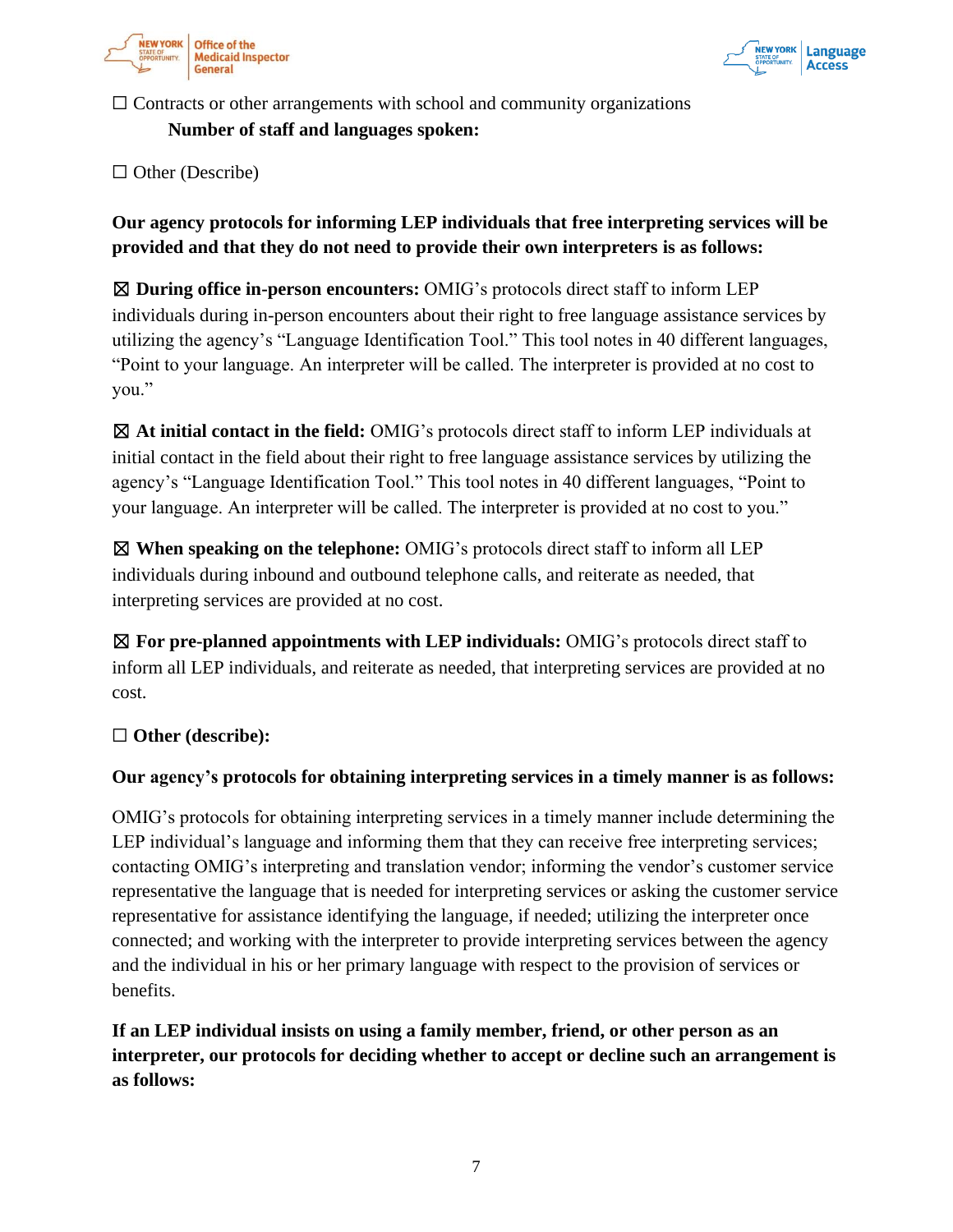☐ Contracts or other arrangements with school and community organizations

**Number of staff and languages spoken:**

☐ Other (Describe)

**Our agency protocols for informing LEP individuals that free interpreting services will be provided and that they do not need to provide their own interpreters is as follows:**

☒ **During office in-person encounters:** OMIG's protocols direct staff to inform LEP individuals during in-person encounters about their right to free language assistance services by utilizing the agency's "Language Identification Tool." This tool notes in 40 different languages, "Point to your language. An interpreter will be called. The interpreter is provided at no cost to you."

☒ **At initial contact in the field:** OMIG's protocols direct staff to inform LEP individuals at initial contact in the field about their right to free language assistance services by utilizing the agency's "Language Identification Tool." This tool notes in 40 different languages, "Point to your language. An interpreter will be called. The interpreter is provided at no cost to you."

☒ **When speaking on the telephone:** OMIG's protocols direct staff to inform all LEP individuals during inbound and outbound telephone calls, and reiterate as needed, that interpreting services are provided at no cost.

☒ **For pre-planned appointments with LEP individuals:** OMIG's protocols direct staff to inform all LEP individuals, and reiterate as needed, that interpreting services are provided at no cost.

☐ **Other (describe):**

**Our agency's protocols for obtaining interpreting services in a timely manner is as follows:**

OMIG's protocols for obtaining interpreting services in a timely manner include determining the LEP individual's language and informing them that they can receive free interpreting services; contacting OMIG's interpreting and translation vendor; informing the vendor's customer service representative the language that is needed for interpreting services or asking the customer service representative for assistance identifying the language, if needed; utilizing the interpreter once connected; and working with the interpreter to provide interpreting services between the agency and the individual in his or her primary language with respect to the provision of services or benefits.

**If an LEP individual insists on using a family member, friend, or other person as an interpreter, our protocols for deciding whether to accept or decline such an arrangement is as follows:**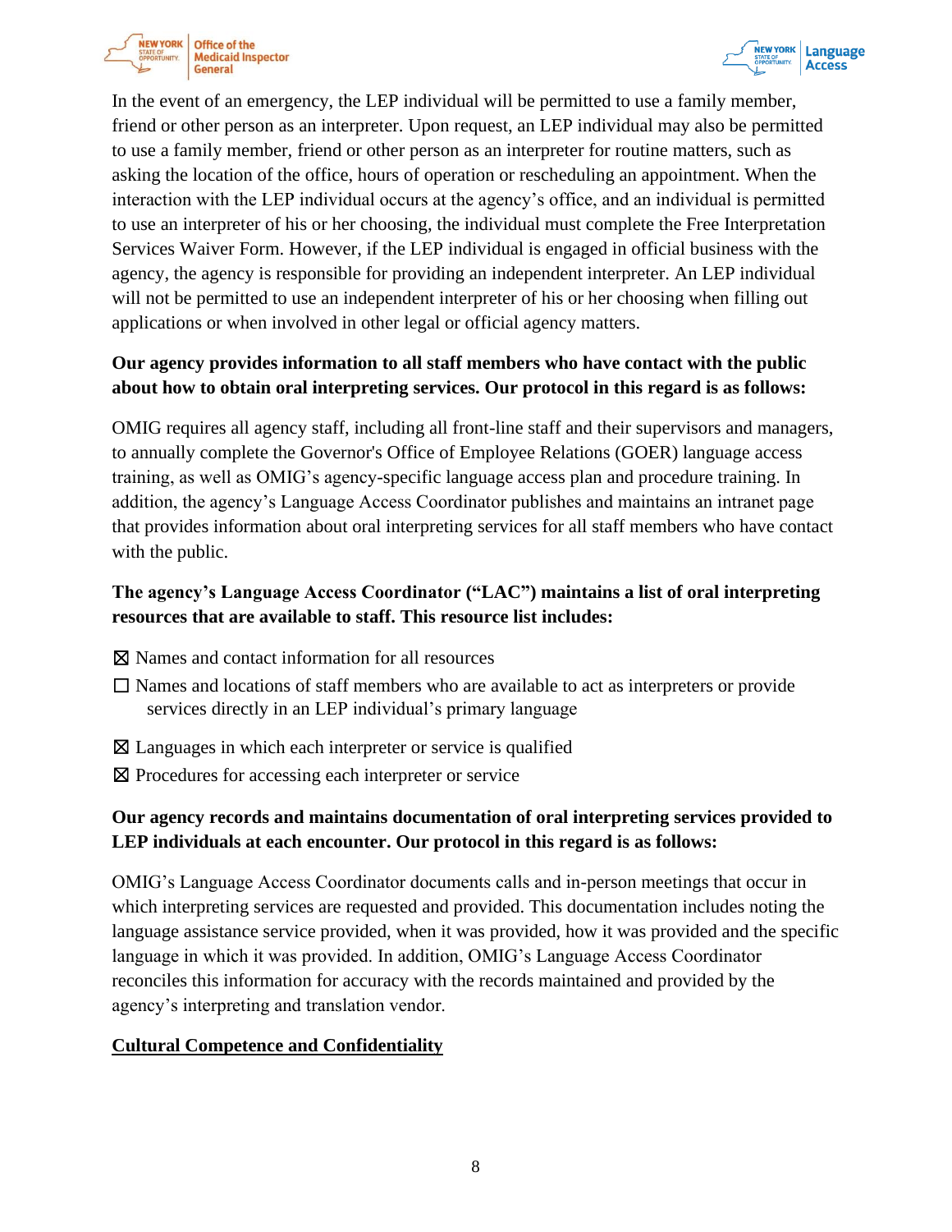In the event of an emergency, the LEP individual will be permitted to use a family member, friend or other person as an interpreter. Upon request, an LEP individual may also be permitted to use a family member, friend or other person as an interpreter for routine matters, such as asking the location of the office, hours of operation or rescheduling an appointment. When the interaction with the LEP individual occurs at the agency's office, and an individual is permitted to use an interpreter of his or her choosing, the individual must complete the Free Interpretation Services Waiver Form. However, if the LEP individual is engaged in official business with the agency, the agency is responsible for providing an independent interpreter. An LEP individual will not be permitted to use an independent interpreter of his or her choosing when filling out applications or when involved in other legal or official agency matters.

**Our agency provides information to all staff members who have contact with the public about how to obtain oral interpreting services. Our protocol in this regard is as follows:**

OMIG requires all agency staff, including all front-line staff and their supervisors and managers, to annually complete the Governor's Office of Employee Relations (GOER) language access training, as well as OMIG's agency-specific language access plan and procedure training. In addition, the agency's Language Access Coordinator publishes and maintains an intranet page that provides information about oral interpreting services for all staff members who have contact with the public.

**The agency's Language Access Coordinator ("LAC") maintains a list of oral interpreting resources that are available to staff. This resource list includes:**

☒ Names and contact information for all resources

☐ Names and locations of staff members who are available to act as interpreters or provide services directly in an LEP individual's primary language

☒ Languages in which each interpreter or service is qualified

☒ Procedures for accessing each interpreter or service

**Our agency records and maintains documentation of oral interpreting services provided to LEP individuals at each encounter. Our protocol in this regard is as follows:**

OMIG's Language Access Coordinator documents calls and in-person meetings that occur in which interpreting services are requested and provided. This documentation includes noting the language assistance service provided, when it was provided, how it was provided and the specific language in which it was provided. In addition, OMIG's Language Access Coordinator reconciles this information for accuracy with the records maintained and provided by the agency's interpreting and translation vendor.

**Cultural Competence and Confidentiality**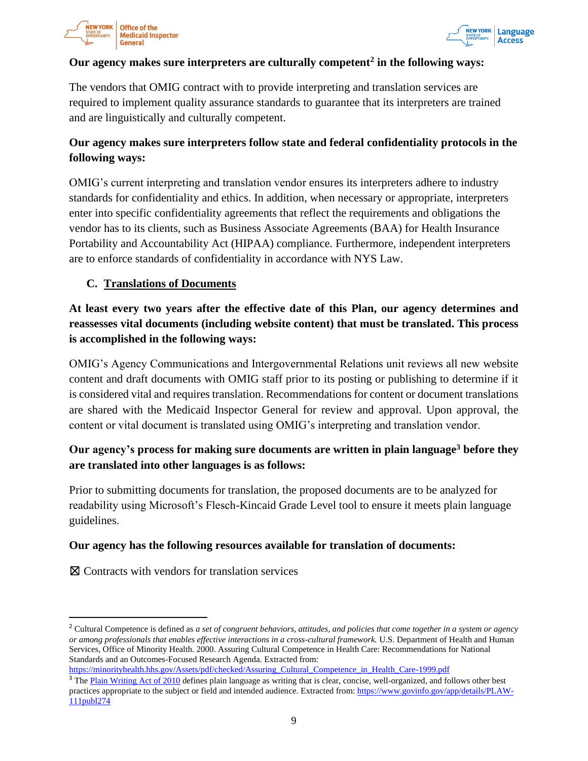**Our agency makes sure interpreters are culturally competent[2] in the following ways:**

The vendors that OMIG contract with to provide interpreting and translation services are required to implement quality assurance standards to guarantee that its interpreters are trained and are linguistically and culturally competent.

**Our agency makes sure interpreters follow state and federal confidentiality protocols in the following ways:**

OMIG's current interpreting and translation vendor ensures its interpreters adhere to industry standards for confidentiality and ethics. In addition, when necessary or appropriate, interpreters enter into specific confidentiality agreements that reflect the requirements and obligations the vendor has to its clients, such as Business Associate Agreements (BAA) for Health Insurance Portability and Accountability Act (HIPAA) compliance. Furthermore, independent interpreters are to enforce standards of confidentiality in accordance with NYS Law.

## C. Translations of Documents

**At least every two years after the effective date of this Plan, our agency determines and reassesses vital documents (including website content) that must be translated. This process is accomplished in the following ways:**

OMIG's Agency Communications and Intergovernmental Relations unit reviews all new website content and draft documents with OMIG staff prior to its posting or publishing to determine if it is considered vital and requires translation. Recommendations for content or document translations are shared with the Medicaid Inspector General for review and approval. Upon approval, the content or vital document is translated using OMIG's interpreting and translation vendor.

**Our agency's process for making sure documents are written in plain language[3] before they are translated into other languages is as follows:**

Prior to submitting documents for translation, the proposed documents are to be analyzed for readability using Microsoft's Flesch-Kincaid Grade Level tool to ensure it meets plain language guidelines.

**Our agency has the following resources available for translation of documents:**

☒ Contracts with vendors for translation services

---

[2] Cultural Competence is defined as *a set of congruent behaviors, attitudes, and policies that come together in a system or agency or among professionals that enables effective interactions in a cross-cultural framework.* U.S. Department of Health and Human Services, Office of Minority Health. 2000. Assuring Cultural Competence in Health Care: Recommendations for National Standards and an Outcomes-Focused Research Agenda. Extracted from: https://minorityhealth.hhs.gov/Assets/pdf/checked/Assuring_Cultural_Competence_in_Health_Care-1999.pdf

[3] The Plain Writing Act of 2010 defines plain language as writing that is clear, concise, well-organized, and follows other best practices appropriate to the subject or field and intended audience. Extracted from: https://www.govinfo.gov/app/details/PLAW-111publ274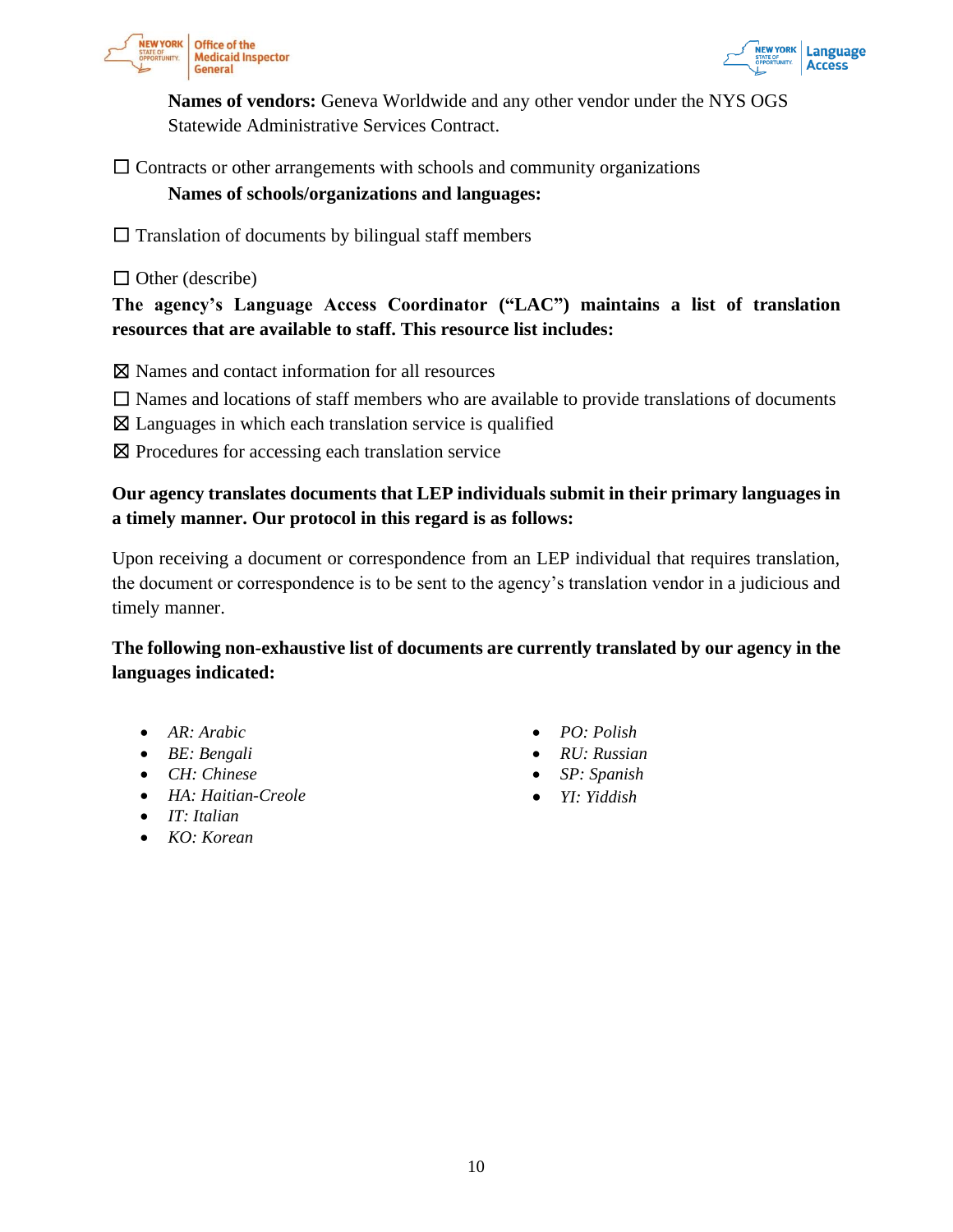**Names of vendors:** Geneva Worldwide and any other vendor under the NYS OGS Statewide Administrative Services Contract.

☐ Contracts or other arrangements with schools and community organizations

**Names of schools/organizations and languages:**

☐ Translation of documents by bilingual staff members

☐ Other (describe)

**The agency's Language Access Coordinator ("LAC") maintains a list of translation resources that are available to staff. This resource list includes:**

☒ Names and contact information for all resources

☐ Names and locations of staff members who are available to provide translations of documents

☒ Languages in which each translation service is qualified

☒ Procedures for accessing each translation service

**Our agency translates documents that LEP individuals submit in their primary languages in a timely manner. Our protocol in this regard is as follows:**

Upon receiving a document or correspondence from an LEP individual that requires translation, the document or correspondence is to be sent to the agency's translation vendor in a judicious and timely manner.

**The following non-exhaustive list of documents are currently translated by our agency in the languages indicated:**

- *AR: Arabic*
- *BE: Bengali*
- *CH: Chinese*
- *HA: Haitian-Creole*
- *IT: Italian*
- *KO: Korean*
- *PO: Polish*
- *RU: Russian*
- *SP: Spanish*
- *YI: Yiddish*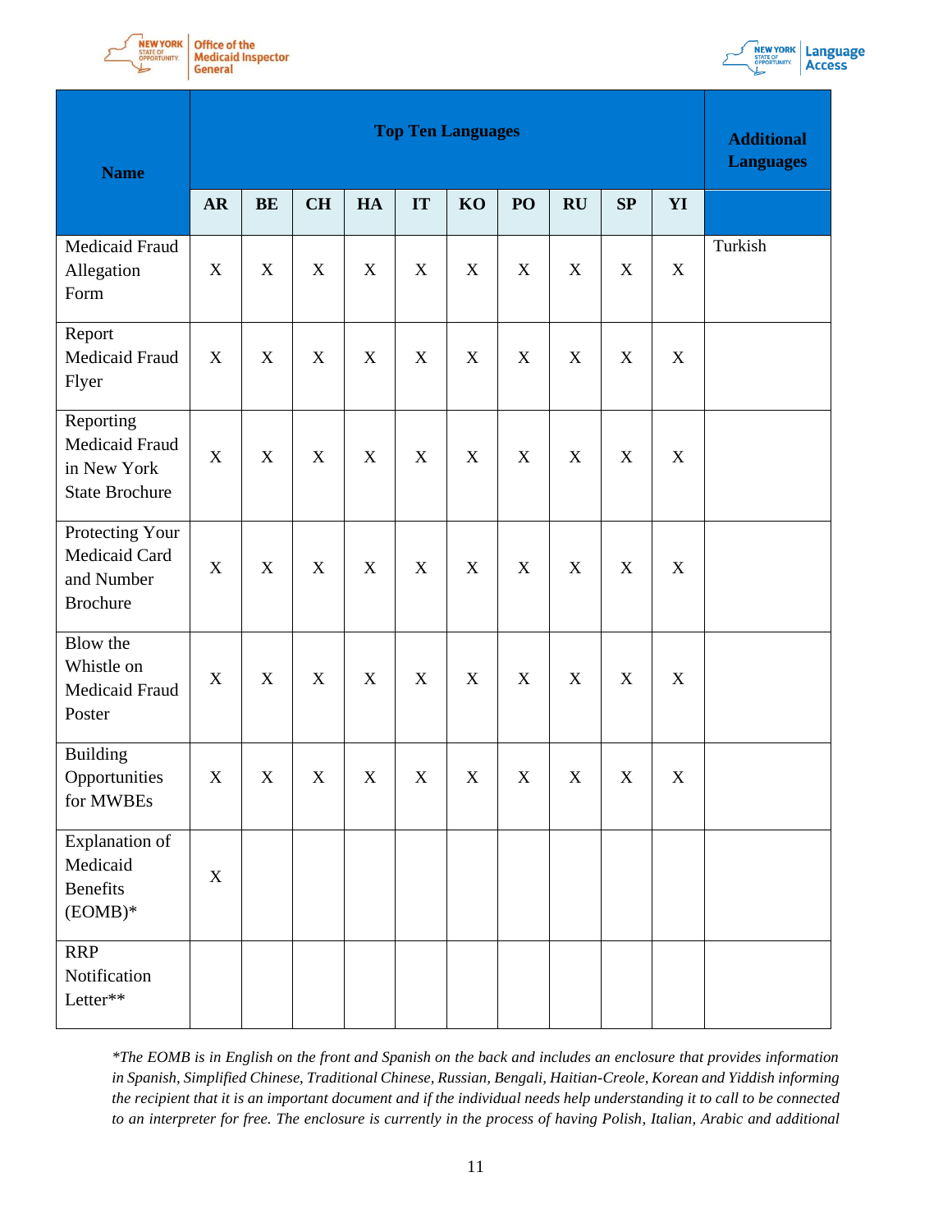| Name | Top Ten Languages | | | | | | | | | | Additional Languages |
|---|---|---|---|---|---|---|---|---|---|---|---|
| | AR | BE | CH | HA | IT | KO | PO | RU | SP | YI | |
| Medicaid Fraud Allegation Form | X | X | X | X | X | X | X | X | X | X | Turkish |
| Report Medicaid Fraud Flyer | X | X | X | X | X | X | X | X | X | X | |
| Reporting Medicaid Fraud in New York State Brochure | X | X | X | X | X | X | X | X | X | X | |
| Protecting Your Medicaid Card and Number Brochure | X | X | X | X | X | X | X | X | X | X | |
| Blow the Whistle on Medicaid Fraud Poster | X | X | X | X | X | X | X | X | X | X | |
| Building Opportunities for MWBEs | X | X | X | X | X | X | X | X | X | X | |
| Explanation of Medicaid Benefits (EOMB)* | X | | | | | | | | | | |
| RRP Notification Letter** | | | | | | | | | | | |

*\*The EOMB is in English on the front and Spanish on the back and includes an enclosure that provides information in Spanish, Simplified Chinese, Traditional Chinese, Russian, Bengali, Haitian-Creole, Korean and Yiddish informing the recipient that it is an important document and if the individual needs help understanding it to call to be connected to an interpreter for free. The enclosure is currently in the process of having Polish, Italian, Arabic and additional*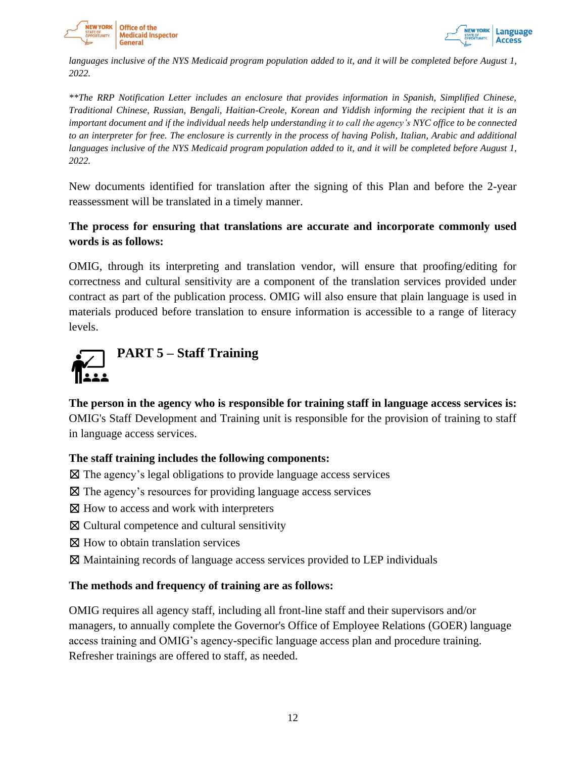*languages inclusive of the NYS Medicaid program population added to it, and it will be completed before August 1, 2022.*

*\*\*The RRP Notification Letter includes an enclosure that provides information in Spanish, Simplified Chinese, Traditional Chinese, Russian, Bengali, Haitian-Creole, Korean and Yiddish informing the recipient that it is an important document and if the individual needs help understanding it to call the agency's NYC office to be connected to an interpreter for free. The enclosure is currently in the process of having Polish, Italian, Arabic and additional languages inclusive of the NYS Medicaid program population added to it, and it will be completed before August 1, 2022.*

New documents identified for translation after the signing of this Plan and before the 2-year reassessment will be translated in a timely manner.

**The process for ensuring that translations are accurate and incorporate commonly used words is as follows:**

OMIG, through its interpreting and translation vendor, will ensure that proofing/editing for correctness and cultural sensitivity are a component of the translation services provided under contract as part of the publication process. OMIG will also ensure that plain language is used in materials produced before translation to ensure information is accessible to a range of literacy levels.

## PART 5 – Staff Training

**The person in the agency who is responsible for training staff in language access services is:** OMIG's Staff Development and Training unit is responsible for the provision of training to staff in language access services.

**The staff training includes the following components:**

☒ The agency's legal obligations to provide language access services
☒ The agency's resources for providing language access services
☒ How to access and work with interpreters
☒ Cultural competence and cultural sensitivity
☒ How to obtain translation services
☒ Maintaining records of language access services provided to LEP individuals

**The methods and frequency of training are as follows:**

OMIG requires all agency staff, including all front-line staff and their supervisors and/or managers, to annually complete the Governor's Office of Employee Relations (GOER) language access training and OMIG's agency-specific language access plan and procedure training. Refresher trainings are offered to staff, as needed.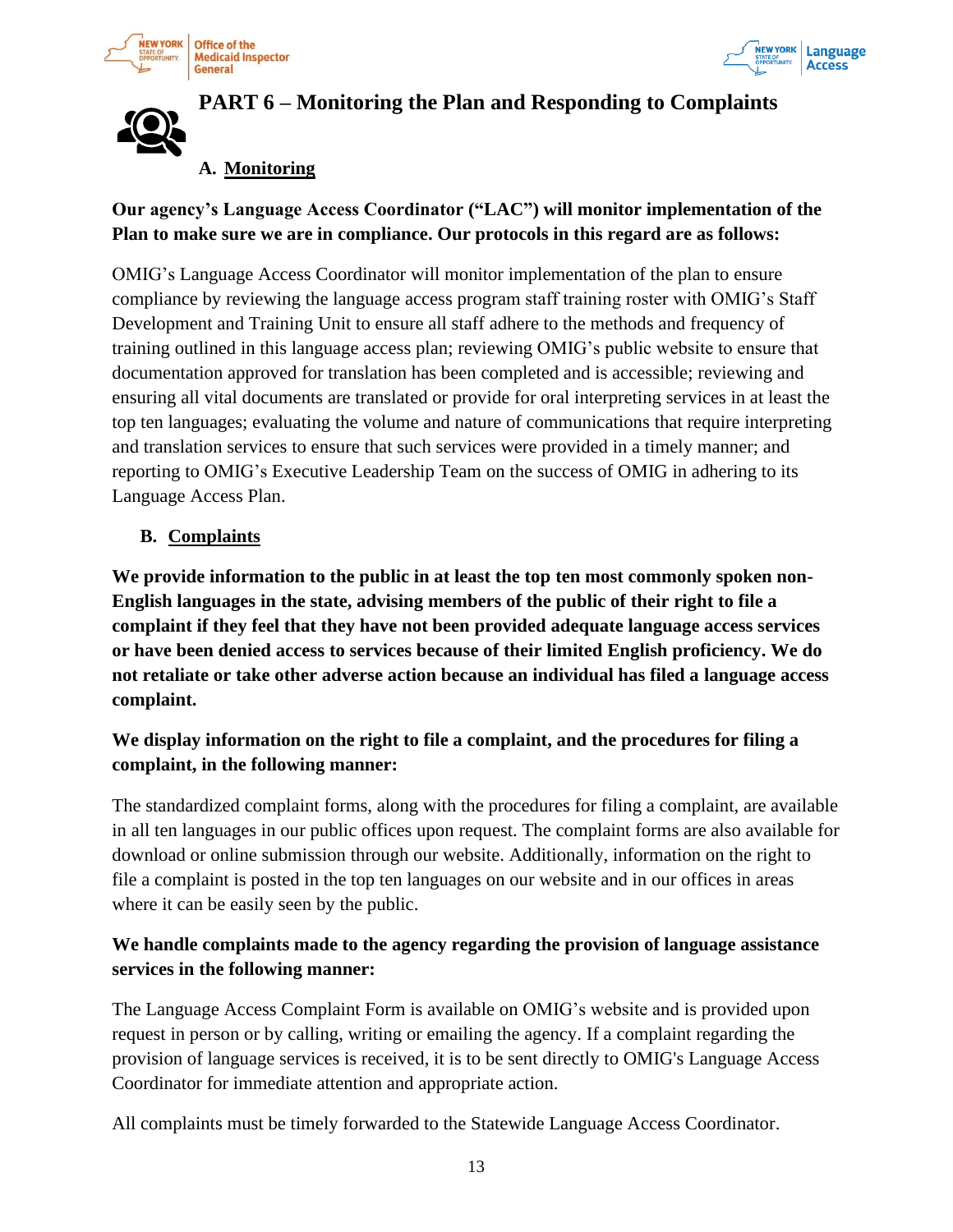# PART 6 – Monitoring the Plan and Responding to Complaints

## A. Monitoring

**Our agency's Language Access Coordinator ("LAC") will monitor implementation of the Plan to make sure we are in compliance. Our protocols in this regard are as follows:**

OMIG's Language Access Coordinator will monitor implementation of the plan to ensure compliance by reviewing the language access program staff training roster with OMIG's Staff Development and Training Unit to ensure all staff adhere to the methods and frequency of training outlined in this language access plan; reviewing OMIG's public website to ensure that documentation approved for translation has been completed and is accessible; reviewing and ensuring all vital documents are translated or provide for oral interpreting services in at least the top ten languages; evaluating the volume and nature of communications that require interpreting and translation services to ensure that such services were provided in a timely manner; and reporting to OMIG's Executive Leadership Team on the success of OMIG in adhering to its Language Access Plan.

## B. Complaints

**We provide information to the public in at least the top ten most commonly spoken non-English languages in the state, advising members of the public of their right to file a complaint if they feel that they have not been provided adequate language access services or have been denied access to services because of their limited English proficiency. We do not retaliate or take other adverse action because an individual has filed a language access complaint.**

**We display information on the right to file a complaint, and the procedures for filing a complaint, in the following manner:**

The standardized complaint forms, along with the procedures for filing a complaint, are available in all ten languages in our public offices upon request. The complaint forms are also available for download or online submission through our website. Additionally, information on the right to file a complaint is posted in the top ten languages on our website and in our offices in areas where it can be easily seen by the public.

**We handle complaints made to the agency regarding the provision of language assistance services in the following manner:**

The Language Access Complaint Form is available on OMIG's website and is provided upon request in person or by calling, writing or emailing the agency. If a complaint regarding the provision of language services is received, it is to be sent directly to OMIG's Language Access Coordinator for immediate attention and appropriate action.

All complaints must be timely forwarded to the Statewide Language Access Coordinator.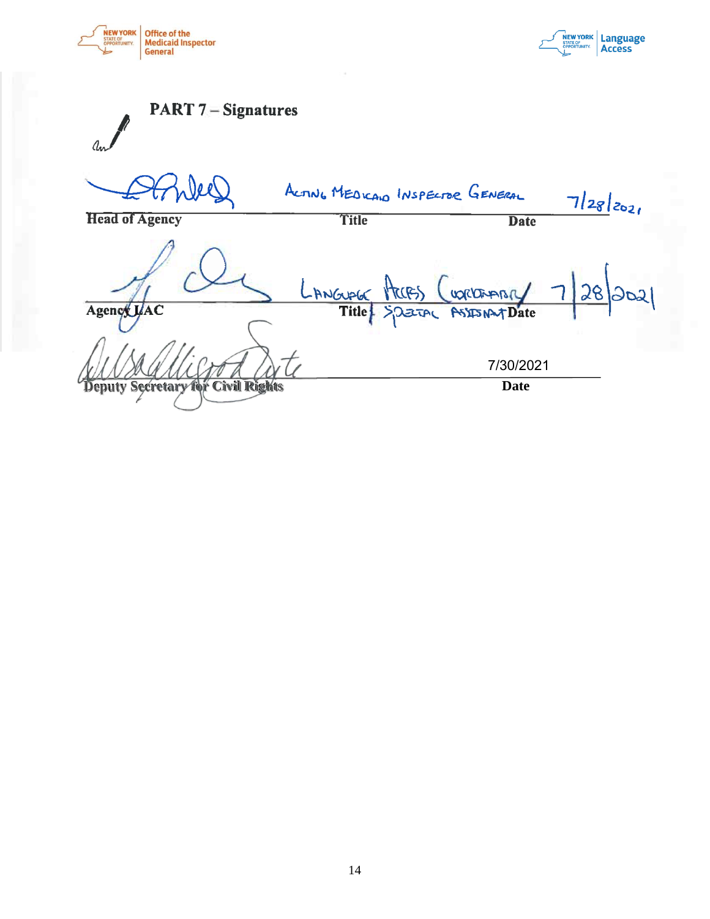## PART 7 – Signatures

ACTING MEDICAID INSPECTOR GENERAL 7/28/2021

**Head of Agency** **Title** **Date**

LANGUAGE ACCESS COORDINATOR / SPECIAL ASSISTANT 7/28/2021

**Agency LAC** **Title** **Date**

7/30/2021

**Deputy Secretary for Civil Rights** **Date**